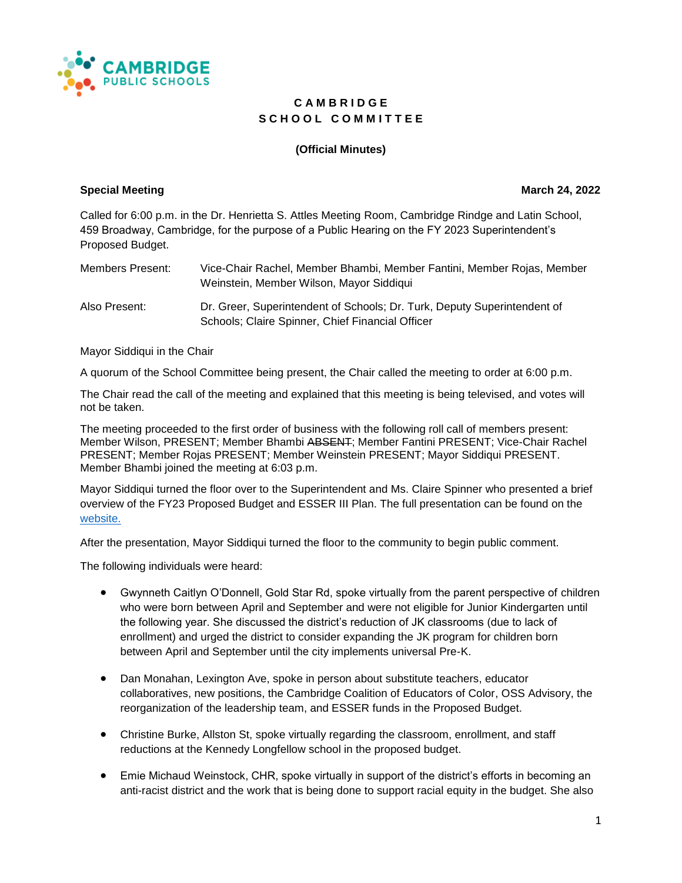# CAMBRIDGE SCHOOL COMMITTEE

**(Official Minutes)**

**Special Meeting** **March 24, 2022**

Called for 6:00 p.m. in the Dr. Henrietta S. Attles Meeting Room, Cambridge Rindge and Latin School, 459 Broadway, Cambridge, for the purpose of a Public Hearing on the FY 2023 Superintendent's Proposed Budget.

Members Present: Vice-Chair Rachel, Member Bhambi, Member Fantini, Member Rojas, Member Weinstein, Member Wilson, Mayor Siddiqui

Also Present: Dr. Greer, Superintendent of Schools; Dr. Turk, Deputy Superintendent of Schools; Claire Spinner, Chief Financial Officer

Mayor Siddiqui in the Chair

A quorum of the School Committee being present, the Chair called the meeting to order at 6:00 p.m.

The Chair read the call of the meeting and explained that this meeting is being televised, and votes will not be taken.

The meeting proceeded to the first order of business with the following roll call of members present: Member Wilson, PRESENT; Member Bhambi ~~ABSENT~~; Member Fantini PRESENT; Vice-Chair Rachel PRESENT; Member Rojas PRESENT; Member Weinstein PRESENT; Mayor Siddiqui PRESENT. Member Bhambi joined the meeting at 6:03 p.m.

Mayor Siddiqui turned the floor over to the Superintendent and Ms. Claire Spinner who presented a brief overview of the FY23 Proposed Budget and ESSER III Plan. The full presentation can be found on the website.

After the presentation, Mayor Siddiqui turned the floor to the community to begin public comment.

The following individuals were heard:

- Gwynneth Caitlyn O'Donnell, Gold Star Rd, spoke virtually from the parent perspective of children who were born between April and September and were not eligible for Junior Kindergarten until the following year. She discussed the district's reduction of JK classrooms (due to lack of enrollment) and urged the district to consider expanding the JK program for children born between April and September until the city implements universal Pre-K.

- Dan Monahan, Lexington Ave, spoke in person about substitute teachers, educator collaboratives, new positions, the Cambridge Coalition of Educators of Color, OSS Advisory, the reorganization of the leadership team, and ESSER funds in the Proposed Budget.

- Christine Burke, Allston St, spoke virtually regarding the classroom, enrollment, and staff reductions at the Kennedy Longfellow school in the proposed budget.

- Emie Michaud Weinstock, CHR, spoke virtually in support of the district's efforts in becoming an anti-racist district and the work that is being done to support racial equity in the budget. She also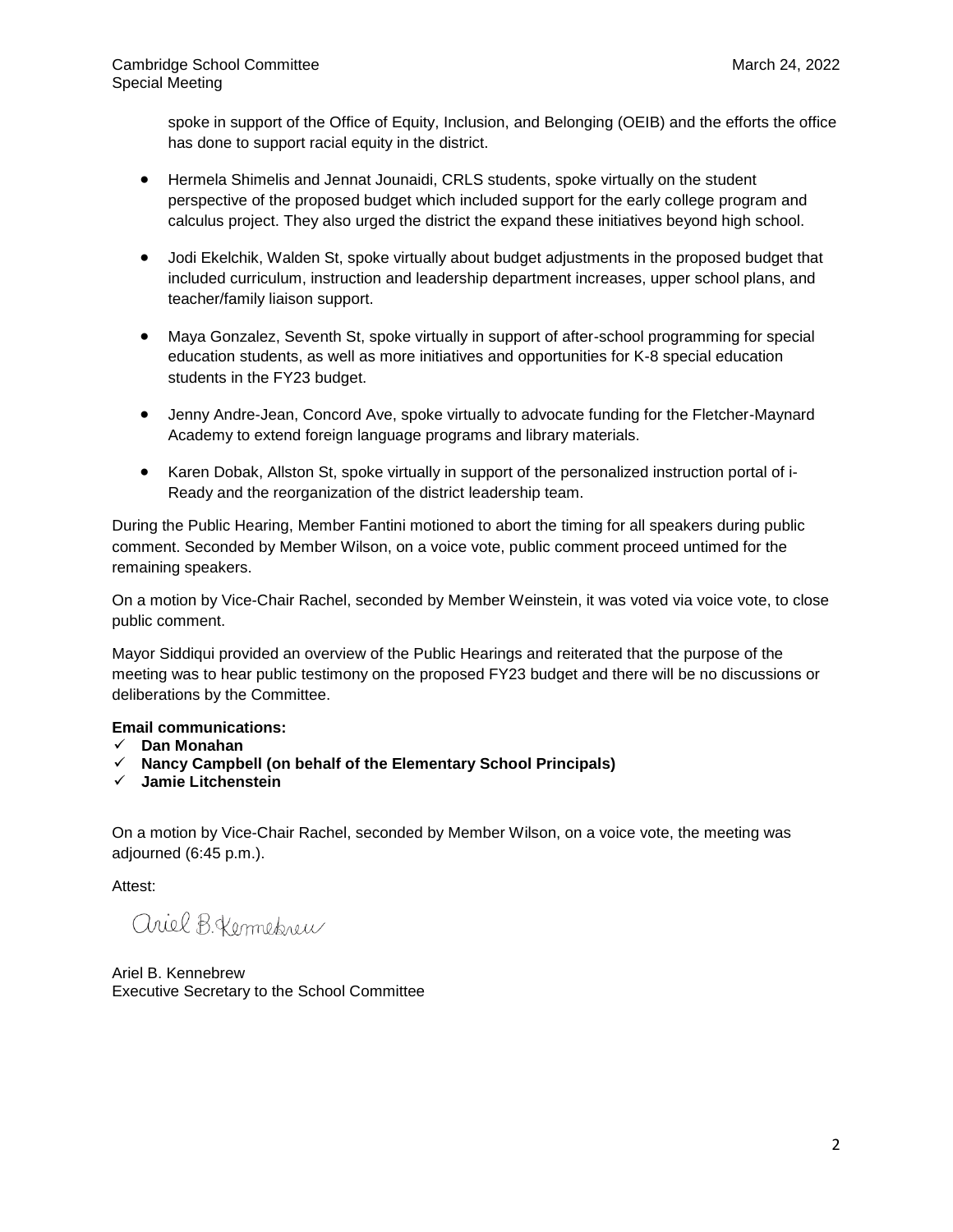spoke in support of the Office of Equity, Inclusion, and Belonging (OEIB) and the efforts the office has done to support racial equity in the district.

- Hermela Shimelis and Jennat Jounaidi, CRLS students, spoke virtually on the student perspective of the proposed budget which included support for the early college program and calculus project. They also urged the district the expand these initiatives beyond high school.
- Jodi Ekelchik, Walden St, spoke virtually about budget adjustments in the proposed budget that included curriculum, instruction and leadership department increases, upper school plans, and teacher/family liaison support.
- Maya Gonzalez, Seventh St, spoke virtually in support of after-school programming for special education students, as well as more initiatives and opportunities for K-8 special education students in the FY23 budget.
- Jenny Andre-Jean, Concord Ave, spoke virtually to advocate funding for the Fletcher-Maynard Academy to extend foreign language programs and library materials.
- Karen Dobak, Allston St, spoke virtually in support of the personalized instruction portal of i-Ready and the reorganization of the district leadership team.

During the Public Hearing, Member Fantini motioned to abort the timing for all speakers during public comment. Seconded by Member Wilson, on a voice vote, public comment proceed untimed for the remaining speakers.

On a motion by Vice-Chair Rachel, seconded by Member Weinstein, it was voted via voice vote, to close public comment.

Mayor Siddiqui provided an overview of the Public Hearings and reiterated that the purpose of the meeting was to hear public testimony on the proposed FY23 budget and there will be no discussions or deliberations by the Committee.

**Email communications:**

- ✓ **Dan Monahan**
- ✓ **Nancy Campbell (on behalf of the Elementary School Principals)**
- ✓ **Jamie Litchenstein**

On a motion by Vice-Chair Rachel, seconded by Member Wilson, on a voice vote, the meeting was adjourned (6:45 p.m.).

Attest:

Ariel B. Kennebrew

Ariel B. Kennebrew
Executive Secretary to the School Committee